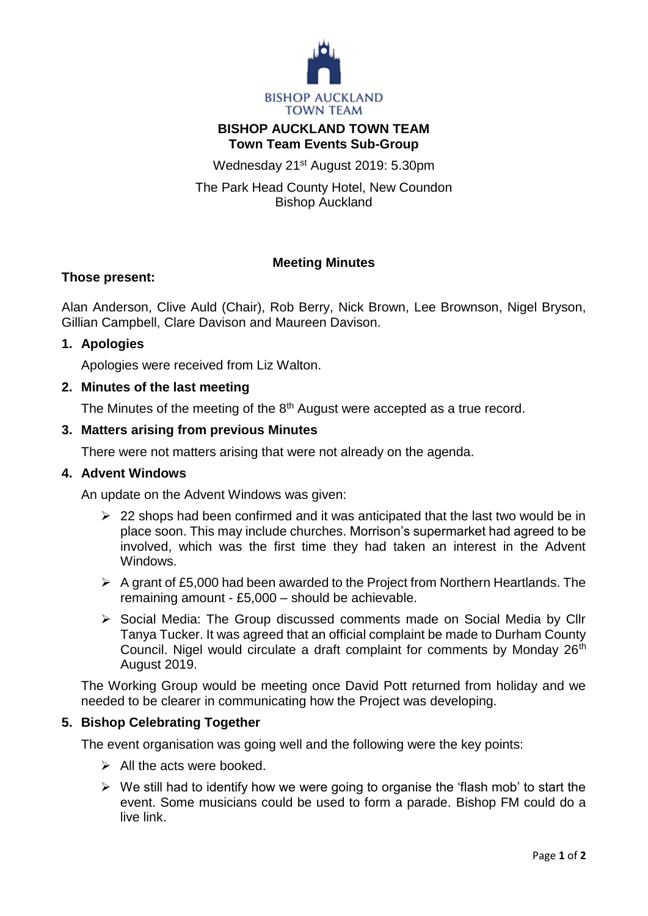BISHOP AUCKLAND TOWN TEAM

# BISHOP AUCKLAND TOWN TEAM
## Town Team Events Sub-Group

Wednesday 21st August 2019: 5.30pm

The Park Head County Hotel, New Coundon
Bishop Auckland

**Meeting Minutes**

**Those present:**

Alan Anderson, Clive Auld (Chair), Rob Berry, Nick Brown, Lee Brownson, Nigel Bryson, Gillian Campbell, Clare Davison and Maureen Davison.

### 1. Apologies

Apologies were received from Liz Walton.

### 2. Minutes of the last meeting

The Minutes of the meeting of the 8th August were accepted as a true record.

### 3. Matters arising from previous Minutes

There were not matters arising that were not already on the agenda.

### 4. Advent Windows

An update on the Advent Windows was given:

- 22 shops had been confirmed and it was anticipated that the last two would be in place soon. This may include churches. Morrison's supermarket had agreed to be involved, which was the first time they had taken an interest in the Advent Windows.
- A grant of £5,000 had been awarded to the Project from Northern Heartlands. The remaining amount - £5,000 – should be achievable.
- Social Media: The Group discussed comments made on Social Media by Cllr Tanya Tucker. It was agreed that an official complaint be made to Durham County Council. Nigel would circulate a draft complaint for comments by Monday 26th August 2019.

The Working Group would be meeting once David Pott returned from holiday and we needed to be clearer in communicating how the Project was developing.

### 5. Bishop Celebrating Together

The event organisation was going well and the following were the key points:

- All the acts were booked.
- We still had to identify how we were going to organise the 'flash mob' to start the event. Some musicians could be used to form a parade. Bishop FM could do a live link.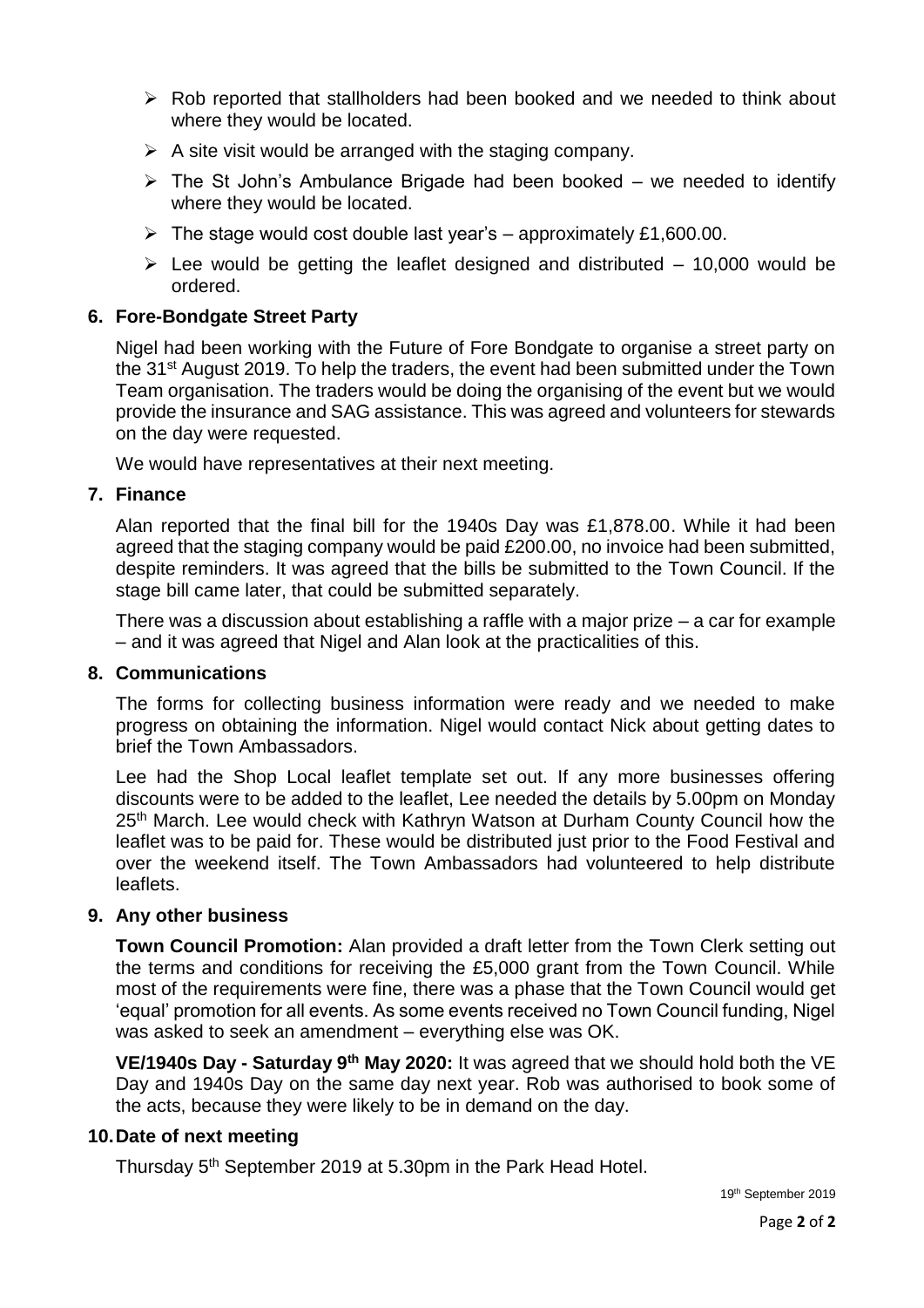- Rob reported that stallholders had been booked and we needed to think about where they would be located.
- A site visit would be arranged with the staging company.
- The St John's Ambulance Brigade had been booked – we needed to identify where they would be located.
- The stage would cost double last year's – approximately £1,600.00.
- Lee would be getting the leaflet designed and distributed – 10,000 would be ordered.

## 6. Fore-Bondgate Street Party

Nigel had been working with the Future of Fore Bondgate to organise a street party on the 31st August 2019. To help the traders, the event had been submitted under the Town Team organisation. The traders would be doing the organising of the event but we would provide the insurance and SAG assistance. This was agreed and volunteers for stewards on the day were requested.

We would have representatives at their next meeting.

## 7. Finance

Alan reported that the final bill for the 1940s Day was £1,878.00. While it had been agreed that the staging company would be paid £200.00, no invoice had been submitted, despite reminders. It was agreed that the bills be submitted to the Town Council. If the stage bill came later, that could be submitted separately.

There was a discussion about establishing a raffle with a major prize – a car for example – and it was agreed that Nigel and Alan look at the practicalities of this.

## 8. Communications

The forms for collecting business information were ready and we needed to make progress on obtaining the information. Nigel would contact Nick about getting dates to brief the Town Ambassadors.

Lee had the Shop Local leaflet template set out. If any more businesses offering discounts were to be added to the leaflet, Lee needed the details by 5.00pm on Monday 25th March. Lee would check with Kathryn Watson at Durham County Council how the leaflet was to be paid for. These would be distributed just prior to the Food Festival and over the weekend itself. The Town Ambassadors had volunteered to help distribute leaflets.

## 9. Any other business

**Town Council Promotion:** Alan provided a draft letter from the Town Clerk setting out the terms and conditions for receiving the £5,000 grant from the Town Council. While most of the requirements were fine, there was a phase that the Town Council would get 'equal' promotion for all events. As some events received no Town Council funding, Nigel was asked to seek an amendment – everything else was OK.

**VE/1940s Day - Saturday 9th May 2020:** It was agreed that we should hold both the VE Day and 1940s Day on the same day next year. Rob was authorised to book some of the acts, because they were likely to be in demand on the day.

## 10. Date of next meeting

Thursday 5th September 2019 at 5.30pm in the Park Head Hotel.

19th September 2019